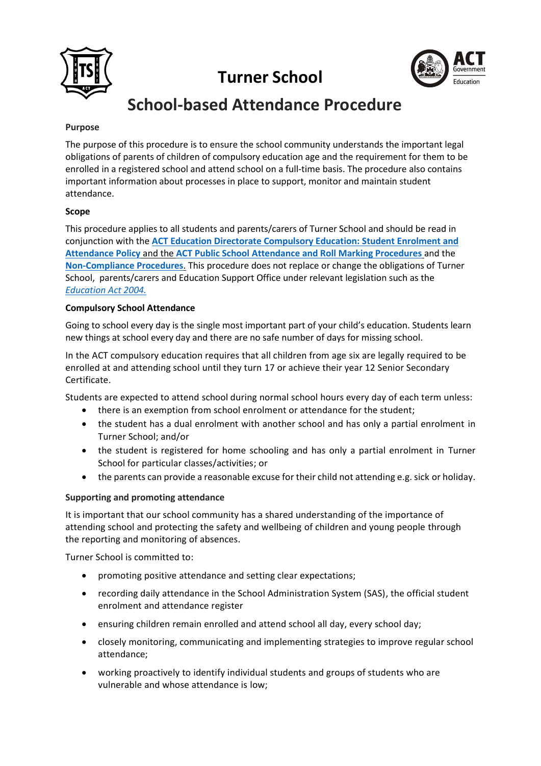# Turner School

# School-based Attendance Procedure

**Purpose**

The purpose of this procedure is to ensure the school community understands the important legal obligations of parents of children of compulsory education age and the requirement for them to be enrolled in a registered school and attend school on a full-time basis. The procedure also contains important information about processes in place to support, monitor and maintain student attendance.

**Scope**

This procedure applies to all students and parents/carers of Turner School and should be read in conjunction with the **ACT Education Directorate Compulsory Education: Student Enrolment and Attendance Policy** and the **ACT Public School Attendance and Roll Marking Procedures** and the **Non-Compliance Procedures**. This procedure does not replace or change the obligations of Turner School, parents/carers and Education Support Office under relevant legislation such as the *Education Act 2004.*

**Compulsory School Attendance**

Going to school every day is the single most important part of your child's education. Students learn new things at school every day and there are no safe number of days for missing school.

In the ACT compulsory education requires that all children from age six are legally required to be enrolled at and attending school until they turn 17 or achieve their year 12 Senior Secondary Certificate.

Students are expected to attend school during normal school hours every day of each term unless:

- there is an exemption from school enrolment or attendance for the student;
- the student has a dual enrolment with another school and has only a partial enrolment in Turner School; and/or
- the student is registered for home schooling and has only a partial enrolment in Turner School for particular classes/activities; or
- the parents can provide a reasonable excuse for their child not attending e.g. sick or holiday.

**Supporting and promoting attendance**

It is important that our school community has a shared understanding of the importance of attending school and protecting the safety and wellbeing of children and young people through the reporting and monitoring of absences.

Turner School is committed to:

- promoting positive attendance and setting clear expectations;
- recording daily attendance in the School Administration System (SAS), the official student enrolment and attendance register
- ensuring children remain enrolled and attend school all day, every school day;
- closely monitoring, communicating and implementing strategies to improve regular school attendance;
- working proactively to identify individual students and groups of students who are vulnerable and whose attendance is low;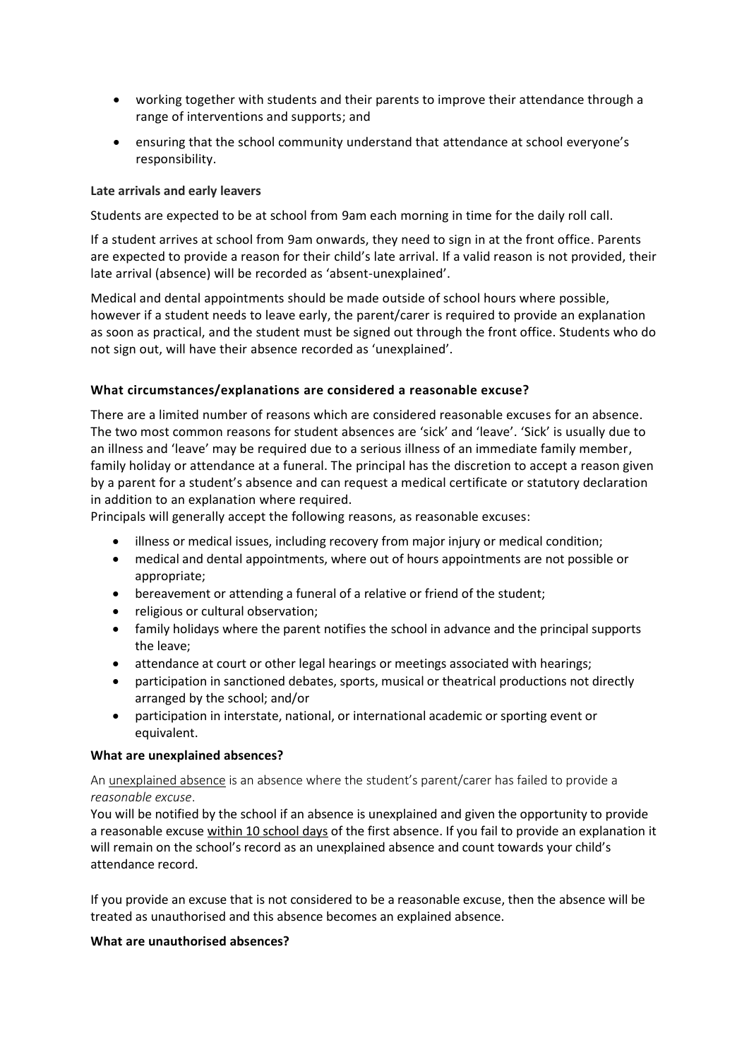- working together with students and their parents to improve their attendance through a range of interventions and supports; and
- ensuring that the school community understand that attendance at school everyone's responsibility.

**Late arrivals and early leavers**

Students are expected to be at school from 9am each morning in time for the daily roll call.

If a student arrives at school from 9am onwards, they need to sign in at the front office. Parents are expected to provide a reason for their child's late arrival. If a valid reason is not provided, their late arrival (absence) will be recorded as 'absent-unexplained'.

Medical and dental appointments should be made outside of school hours where possible, however if a student needs to leave early, the parent/carer is required to provide an explanation as soon as practical, and the student must be signed out through the front office. Students who do not sign out, will have their absence recorded as 'unexplained'.

**What circumstances/explanations are considered a reasonable excuse?**

There are a limited number of reasons which are considered reasonable excuses for an absence. The two most common reasons for student absences are 'sick' and 'leave'. 'Sick' is usually due to an illness and 'leave' may be required due to a serious illness of an immediate family member, family holiday or attendance at a funeral. The principal has the discretion to accept a reason given by a parent for a student's absence and can request a medical certificate or statutory declaration in addition to an explanation where required.
Principals will generally accept the following reasons, as reasonable excuses:

- illness or medical issues, including recovery from major injury or medical condition;
- medical and dental appointments, where out of hours appointments are not possible or appropriate;
- bereavement or attending a funeral of a relative or friend of the student;
- religious or cultural observation;
- family holidays where the parent notifies the school in advance and the principal supports the leave;
- attendance at court or other legal hearings or meetings associated with hearings;
- participation in sanctioned debates, sports, musical or theatrical productions not directly arranged by the school; and/or
- participation in interstate, national, or international academic or sporting event or equivalent.

**What are unexplained absences?**

An unexplained absence is an absence where the student's parent/carer has failed to provide a *reasonable excuse*.
You will be notified by the school if an absence is unexplained and given the opportunity to provide a reasonable excuse within 10 school days of the first absence. If you fail to provide an explanation it will remain on the school's record as an unexplained absence and count towards your child's attendance record.

If you provide an excuse that is not considered to be a reasonable excuse, then the absence will be treated as unauthorised and this absence becomes an explained absence.

**What are unauthorised absences?**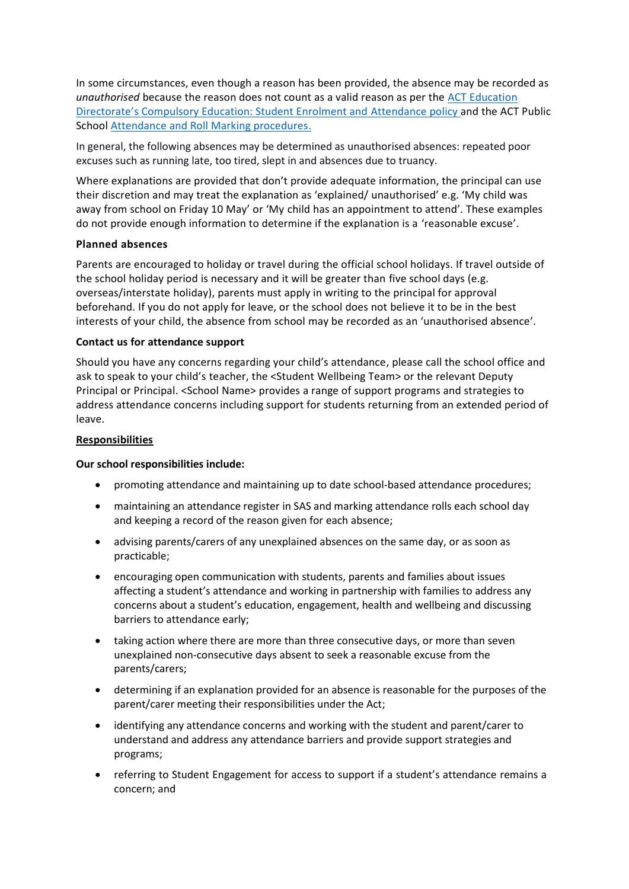In some circumstances, even though a reason has been provided, the absence may be recorded as *unauthorised* because the reason does not count as a valid reason as per the [ACT Education Directorate's Compulsory Education: Student Enrolment and Attendance policy](#) and the ACT Public School [Attendance and Roll Marking procedures.](#)

In general, the following absences may be determined as unauthorised absences: repeated poor excuses such as running late, too tired, slept in and absences due to truancy.

Where explanations are provided that don't provide adequate information, the principal can use their discretion and may treat the explanation as 'explained/ unauthorised' e.g. 'My child was away from school on Friday 10 May' or 'My child has an appointment to attend'. These examples do not provide enough information to determine if the explanation is a 'reasonable excuse'.

**Planned absences**

Parents are encouraged to holiday or travel during the official school holidays. If travel outside of the school holiday period is necessary and it will be greater than five school days (e.g. overseas/interstate holiday), parents must apply in writing to the principal for approval beforehand. If you do not apply for leave, or the school does not believe it to be in the best interests of your child, the absence from school may be recorded as an 'unauthorised absence'.

**Contact us for attendance support**

Should you have any concerns regarding your child's attendance, please call the school office and ask to speak to your child's teacher, the <Student Wellbeing Team> or the relevant Deputy Principal or Principal. <School Name> provides a range of support programs and strategies to address attendance concerns including support for students returning from an extended period of leave.

**<u>Responsibilities</u>**

**Our school responsibilities include:**

- promoting attendance and maintaining up to date school-based attendance procedures;
- maintaining an attendance register in SAS and marking attendance rolls each school day and keeping a record of the reason given for each absence;
- advising parents/carers of any unexplained absences on the same day, or as soon as practicable;
- encouraging open communication with students, parents and families about issues affecting a student's attendance and working in partnership with families to address any concerns about a student's education, engagement, health and wellbeing and discussing barriers to attendance early;
- taking action where there are more than three consecutive days, or more than seven unexplained non-consecutive days absent to seek a reasonable excuse from the parents/carers;
- determining if an explanation provided for an absence is reasonable for the purposes of the parent/carer meeting their responsibilities under the Act;
- identifying any attendance concerns and working with the student and parent/carer to understand and address any attendance barriers and provide support strategies and programs;
- referring to Student Engagement for access to support if a student's attendance remains a concern; and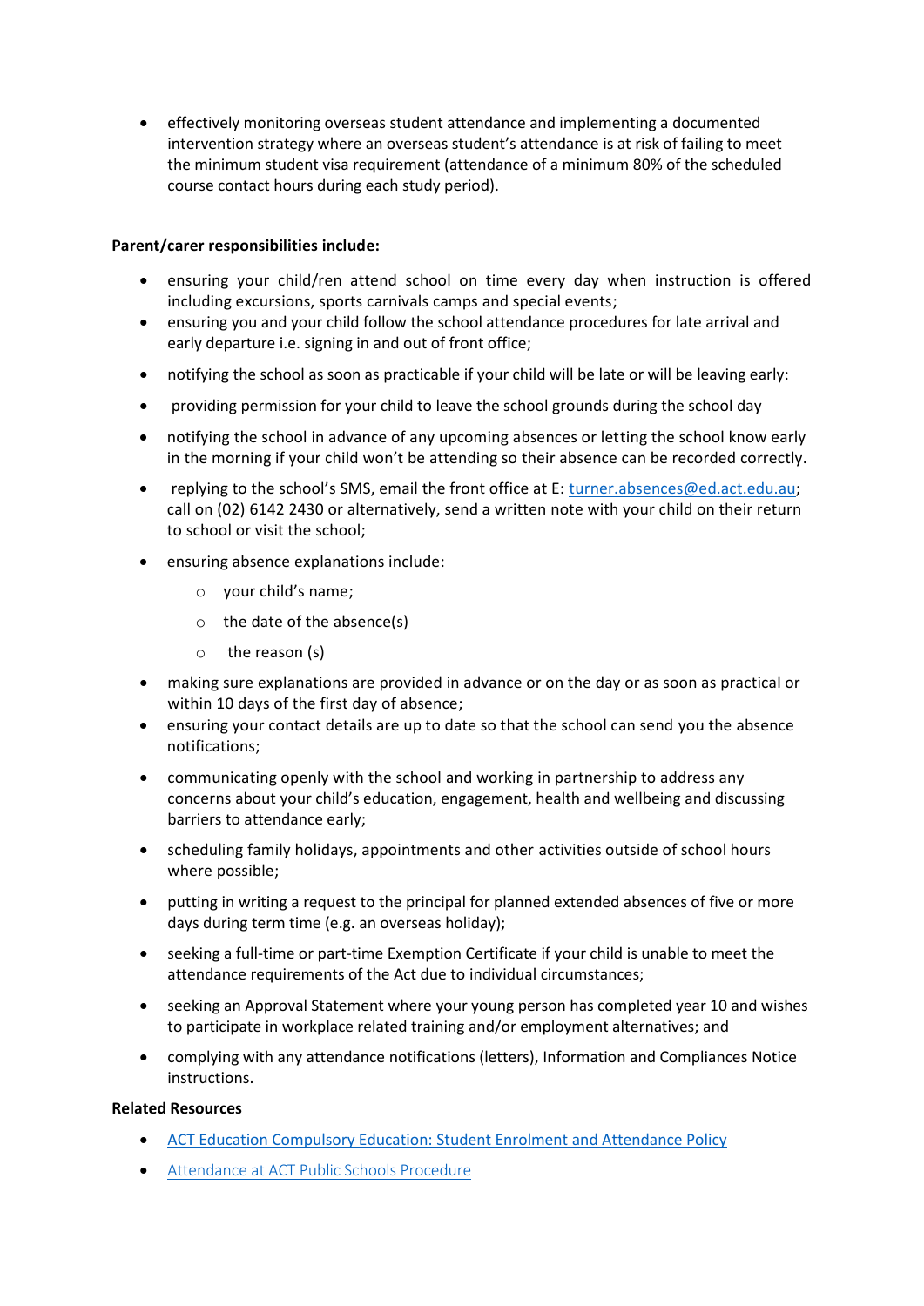- effectively monitoring overseas student attendance and implementing a documented intervention strategy where an overseas student's attendance is at risk of failing to meet the minimum student visa requirement (attendance of a minimum 80% of the scheduled course contact hours during each study period).

**Parent/carer responsibilities include:**

- ensuring your child/ren attend school on time every day when instruction is offered including excursions, sports carnivals camps and special events;
- ensuring you and your child follow the school attendance procedures for late arrival and early departure i.e. signing in and out of front office;
- notifying the school as soon as practicable if your child will be late or will be leaving early:
- providing permission for your child to leave the school grounds during the school day
- notifying the school in advance of any upcoming absences or letting the school know early in the morning if your child won't be attending so their absence can be recorded correctly.
- replying to the school's SMS, email the front office at E: [turner.absences@ed.act.edu.au](mailto:turner.absences@ed.act.edu.au); call on (02) 6142 2430 or alternatively, send a written note with your child on their return to school or visit the school;
- ensuring absence explanations include:
  - your child's name;
  - the date of the absence(s)
  - the reason (s)
- making sure explanations are provided in advance or on the day or as soon as practical or within 10 days of the first day of absence;
- ensuring your contact details are up to date so that the school can send you the absence notifications;
- communicating openly with the school and working in partnership to address any concerns about your child's education, engagement, health and wellbeing and discussing barriers to attendance early;
- scheduling family holidays, appointments and other activities outside of school hours where possible;
- putting in writing a request to the principal for planned extended absences of five or more days during term time (e.g. an overseas holiday);
- seeking a full-time or part-time Exemption Certificate if your child is unable to meet the attendance requirements of the Act due to individual circumstances;
- seeking an Approval Statement where your young person has completed year 10 and wishes to participate in workplace related training and/or employment alternatives; and
- complying with any attendance notifications (letters), Information and Compliances Notice instructions.

**Related Resources**

- ACT Education Compulsory Education: Student Enrolment and Attendance Policy
- Attendance at ACT Public Schools Procedure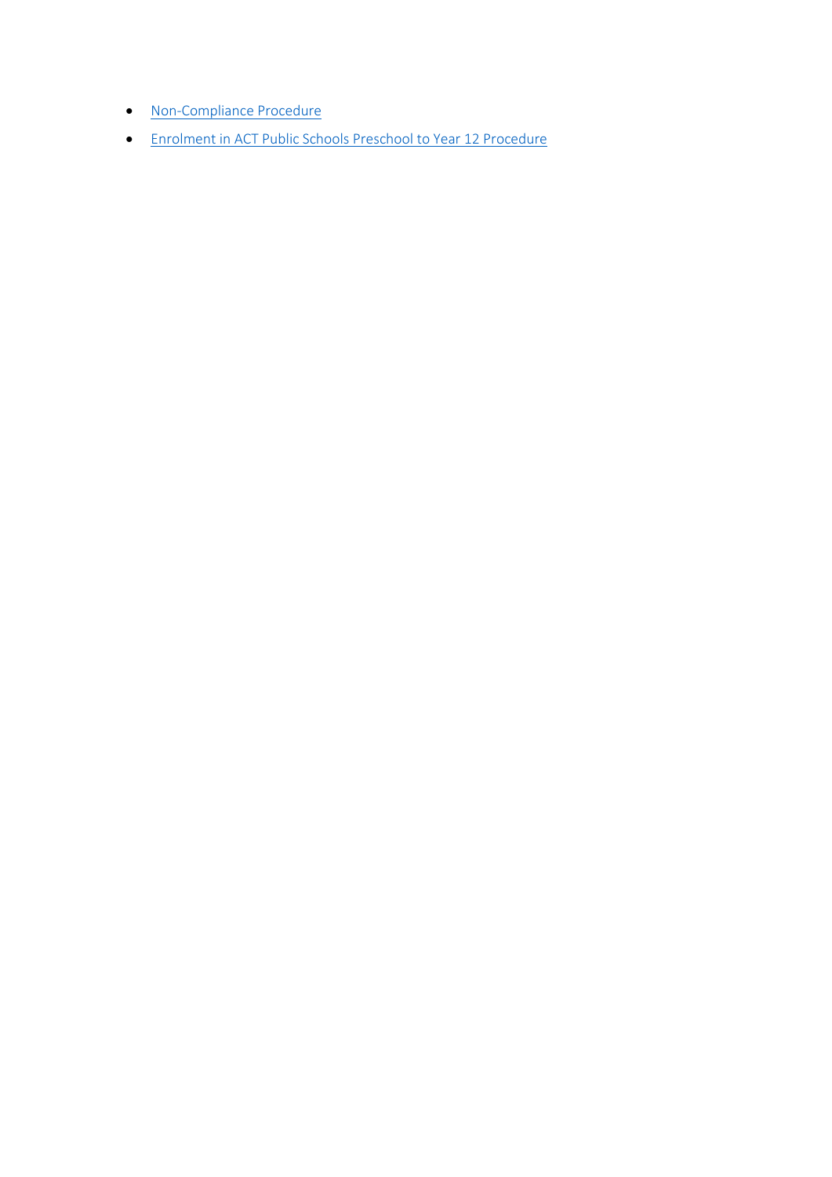- Non-Compliance Procedure
- Enrolment in ACT Public Schools Preschool to Year 12 Procedure